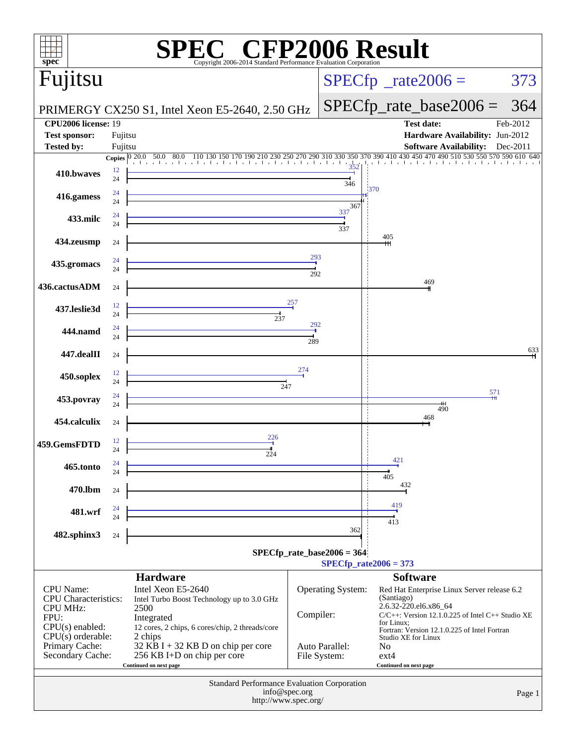# SPEC® CFP2006 Result

Copyright 2006-2014 Standard Performance Evaluation Corporation

## Fujitsu

PRIMERGY CX250 S1, Intel Xeon E5-2640, 2.50 GHz

SPECfp_rate2006 = 373

SPECfp_rate_base2006 = 364

| | | | |
|---|---|---|---|
| **CPU2006 license:** | 19 | **Test date:** | Feb-2012 |
| **Test sponsor:** | Fujitsu | **Hardware Availability:** | Jun-2012 |
| **Tested by:** | Fujitsu | **Software Availability:** | Dec-2011 |

| Benchmark | Copies (peak) | Peak | Copies (base) | Base |
|---|---|---|---|---|
| 410.bwaves | 12 | 352 | 24 | 346 |
| 416.gamess | 24 | 370 | 24 | 367 |
| 433.milc | 24 | 337 | 24 | 337 |
| 434.zeusmp | | | 24 | 405 |
| 435.gromacs | 24 | 293 | 24 | 292 |
| 436.cactusADM | | | 24 | 469 |
| 437.leslie3d | 12 | 257 | 24 | 237 |
| 444.namd | 24 | 292 | 24 | 289 |
| 447.dealII | | | 24 | 633 |
| 450.soplex | 12 | 274 | 24 | 247 |
| 453.povray | 24 | 571 | 24 | 490 |
| 454.calculix | | | 24 | 468 |
| 459.GemsFDTD | 12 | 226 | 24 | 224 |
| 465.tonto | 24 | 421 | 24 | 405 |
| 470.lbm | | | 24 | 432 |
| 481.wrf | 24 | 419 | 24 | 413 |
| 482.sphinx3 | | | 24 | 362 |

SPECfp_rate_base2006 = 364

SPECfp_rate2006 = 373

## Hardware

| | |
|---|---|
| CPU Name: | Intel Xeon E5-2640 |
| CPU Characteristics: | Intel Turbo Boost Technology up to 3.0 GHz |
| CPU MHz: | 2500 |
| FPU: | Integrated |
| CPU(s) enabled: | 12 cores, 2 chips, 6 cores/chip, 2 threads/core |
| CPU(s) orderable: | 2 chips |
| Primary Cache: | 32 KB I + 32 KB D on chip per core |
| Secondary Cache: | 256 KB I+D on chip per core |

Continued on next page

## Software

| | |
|---|---|
| Operating System: | Red Hat Enterprise Linux Server release 6.2 (Santiago) 2.6.32-220.el6.x86_64 |
| Compiler: | C/C++: Version 12.1.0.225 of Intel C++ Studio XE for Linux; Fortran: Version 12.1.0.225 of Intel Fortran Studio XE for Linux |
| Auto Parallel: | No |
| File System: | ext4 |

Continued on next page

Standard Performance Evaluation Corporation
info@spec.org
http://www.spec.org/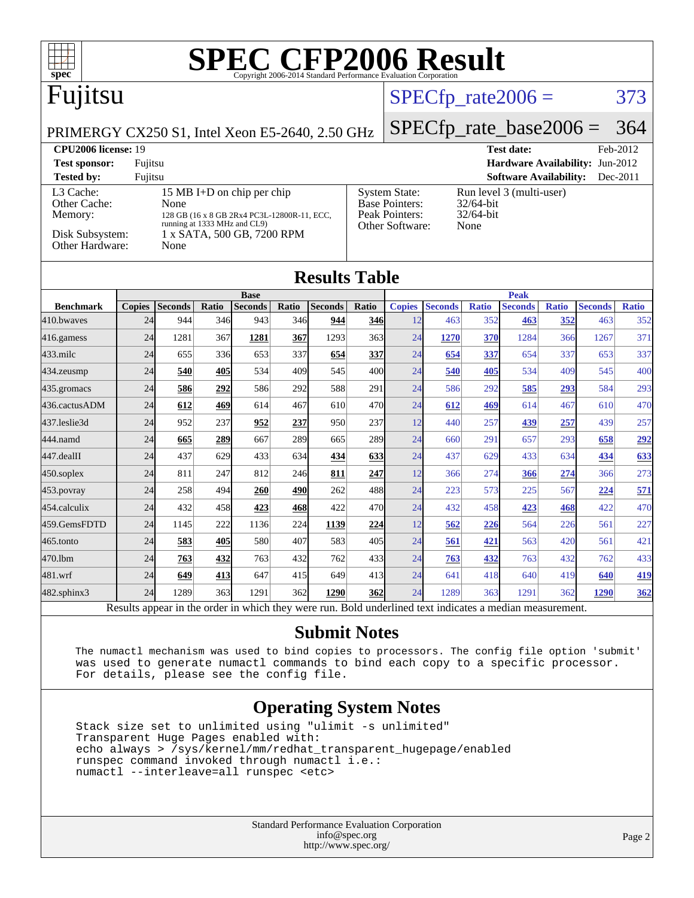# SPEC CFP2006 Result

Copyright 2006-2014 Standard Performance Evaluation Corporation

## Fujitsu

PRIMERGY CX250 S1, Intel Xeon E5-2640, 2.50 GHz

SPECfp_rate2006 = 373

SPECfp_rate_base2006 = 364

**CPU2006 license:** 19
**Test sponsor:** Fujitsu
**Tested by:** Fujitsu

**Test date:** Feb-2012
**Hardware Availability:** Jun-2012
**Software Availability:** Dec-2011

| | |
|---|---|
| L3 Cache: | 15 MB I+D on chip per chip |
| Other Cache: | None |
| Memory: | 128 GB (16 x 8 GB 2Rx4 PC3L-12800R-11, ECC, running at 1333 MHz and CL9) |
| Disk Subsystem: | 1 x SATA, 500 GB, 7200 RPM |
| Other Hardware: | None |

| | |
|---|---|
| System State: | Run level 3 (multi-user) |
| Base Pointers: | 32/64-bit |
| Peak Pointers: | 32/64-bit |
| Other Software: | None |

## Results Table

| | Base | | | | | | | Peak | | | | | | |
|---|---|---|---|---|---|---|---|---|---|---|---|---|---|---|
| **Benchmark** | **Copies** | **Seconds** | **Ratio** | **Seconds** | **Ratio** | **Seconds** | **Ratio** | **Copies** | **Seconds** | **Ratio** | **Seconds** | **Ratio** | **Seconds** | **Ratio** |
| 410.bwaves | 24 | 944 | 346 | 943 | 346 | **944** | **346** | 12 | 463 | 352 | **463** | **352** | 463 | 352 |
| 416.gamess | 24 | 1281 | 367 | **1281** | **367** | 1293 | 363 | 24 | **1270** | **370** | 1284 | 366 | 1267 | 371 |
| 433.milc | 24 | 655 | 336 | 653 | 337 | **654** | **337** | 24 | **654** | **337** | 654 | 337 | 653 | 337 |
| 434.zeusmp | 24 | **540** | **405** | 534 | 409 | 545 | 400 | 24 | **540** | **405** | 534 | 409 | 545 | 400 |
| 435.gromacs | 24 | **586** | **292** | 586 | 292 | 588 | 291 | 24 | 586 | 292 | **585** | **293** | 584 | 293 |
| 436.cactusADM | 24 | **612** | **469** | 614 | 467 | 610 | 470 | 24 | **612** | **469** | 614 | 467 | 610 | 470 |
| 437.leslie3d | 24 | 952 | 237 | **952** | **237** | 950 | 237 | 12 | 440 | 257 | **439** | **257** | 439 | 257 |
| 444.namd | 24 | **665** | **289** | 667 | 289 | 665 | 289 | 24 | 660 | 291 | 657 | 293 | **658** | **292** |
| 447.dealII | 24 | 437 | 629 | 433 | 634 | **434** | **633** | 24 | 437 | 629 | 433 | 634 | **434** | **633** |
| 450.soplex | 24 | 811 | 247 | 812 | 246 | **811** | **247** | 12 | 366 | 274 | **366** | **274** | 366 | 273 |
| 453.povray | 24 | 258 | 494 | **260** | **490** | 262 | 488 | 24 | 223 | 573 | 225 | 567 | **224** | **571** |
| 454.calculix | 24 | 432 | 458 | **423** | **468** | 422 | 470 | 24 | 432 | 458 | **423** | **468** | 422 | 470 |
| 459.GemsFDTD | 24 | 1145 | 222 | 1136 | 224 | **1139** | **224** | 12 | **562** | **226** | 564 | 226 | 561 | 227 |
| 465.tonto | 24 | **583** | **405** | 580 | 407 | 583 | 405 | 24 | **561** | **421** | 563 | 420 | 561 | 421 |
| 470.lbm | 24 | **763** | **432** | 763 | 432 | 762 | 433 | 24 | **763** | **432** | 763 | 432 | 762 | 433 |
| 481.wrf | 24 | **649** | **413** | 647 | 415 | 649 | 413 | 24 | 641 | 418 | 640 | 419 | **640** | **419** |
| 482.sphinx3 | 24 | 1289 | 363 | 1291 | 362 | **1290** | **362** | 24 | 1289 | 363 | 1291 | 362 | **1290** | **362** |

Results appear in the order in which they were run. Bold underlined text indicates a median measurement.

## Submit Notes

```
The numactl mechanism was used to bind copies to processors. The config file option 'submit'
was used to generate numactl commands to bind each copy to a specific processor.
For details, please see the config file.
```

## Operating System Notes

```
Stack size set to unlimited using "ulimit -s unlimited"
Transparent Huge Pages enabled with:
echo always > /sys/kernel/mm/redhat_transparent_hugepage/enabled
runspec command invoked through numactl i.e.:
numactl --interleave=all runspec <etc>
```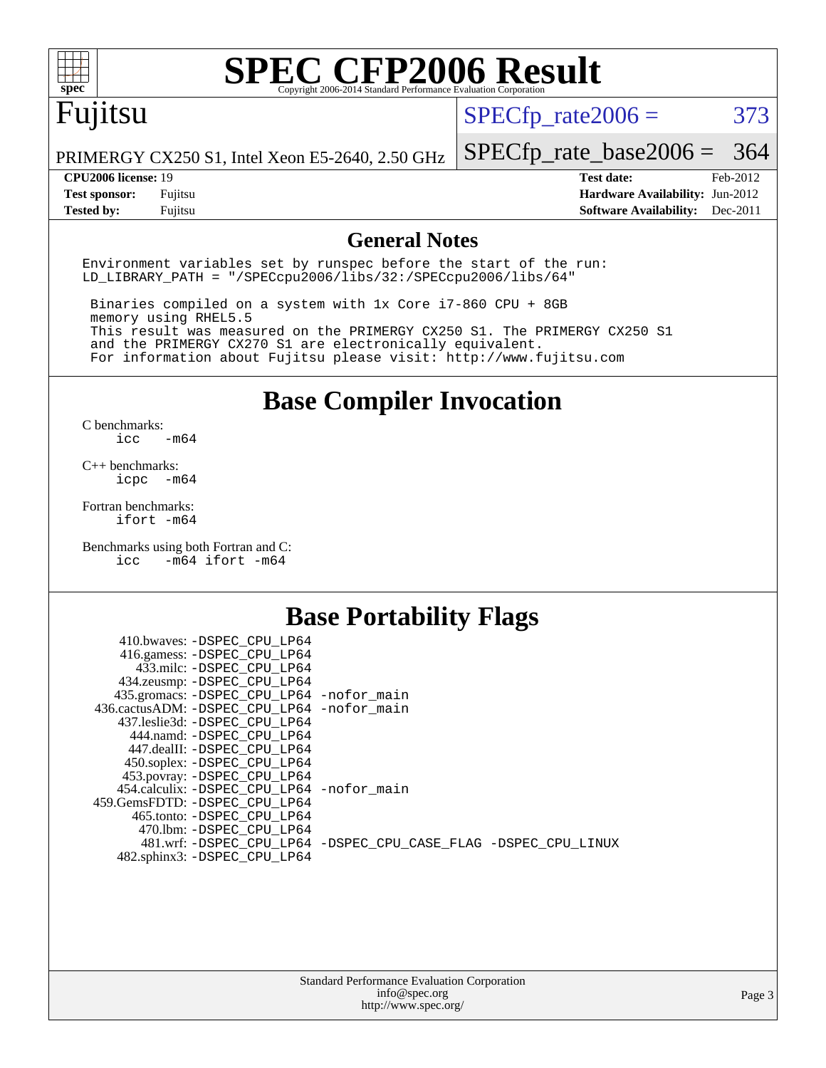# SPEC CFP2006 Result

Copyright 2006-2014 Standard Performance Evaluation Corporation

## Fujitsu

PRIMERGY CX250 S1, Intel Xeon E5-2640, 2.50 GHz

SPECfp_rate2006 = 373

SPECfp_rate_base2006 = 364

| | | | |
|---|---|---|---|
| **CPU2006 license:** | 19 | **Test date:** | Feb-2012 |
| **Test sponsor:** | Fujitsu | **Hardware Availability:** | Jun-2012 |
| **Tested by:** | Fujitsu | **Software Availability:** | Dec-2011 |

## General Notes

```
Environment variables set by runspec before the start of the run:
LD_LIBRARY_PATH = "/SPECcpu2006/libs/32:/SPECcpu2006/libs/64"

 Binaries compiled on a system with 1x Core i7-860 CPU + 8GB
 memory using RHEL5.5
 This result was measured on the PRIMERGY CX250 S1. The PRIMERGY CX250 S1
 and the PRIMERGY CX270 S1 are electronically equivalent.
 For information about Fujitsu please visit: http://www.fujitsu.com
```

## Base Compiler Invocation

C benchmarks:
```
icc   -m64
```

C++ benchmarks:
```
icpc  -m64
```

Fortran benchmarks:
```
ifort -m64
```

Benchmarks using both Fortran and C:
```
icc   -m64 ifort -m64
```

## Base Portability Flags

```
410.bwaves: -DSPEC_CPU_LP64
416.gamess: -DSPEC_CPU_LP64
433.milc: -DSPEC_CPU_LP64
434.zeusmp: -DSPEC_CPU_LP64
435.gromacs: -DSPEC_CPU_LP64 -nofor_main
436.cactusADM: -DSPEC_CPU_LP64 -nofor_main
437.leslie3d: -DSPEC_CPU_LP64
444.namd: -DSPEC_CPU_LP64
447.dealII: -DSPEC_CPU_LP64
450.soplex: -DSPEC_CPU_LP64
453.povray: -DSPEC_CPU_LP64
454.calculix: -DSPEC_CPU_LP64 -nofor_main
459.GemsFDTD: -DSPEC_CPU_LP64
465.tonto: -DSPEC_CPU_LP64
470.lbm: -DSPEC_CPU_LP64
481.wrf: -DSPEC_CPU_LP64 -DSPEC_CPU_CASE_FLAG -DSPEC_CPU_LINUX
482.sphinx3: -DSPEC_CPU_LP64
```

Standard Performance Evaluation Corporation
info@spec.org
http://www.spec.org/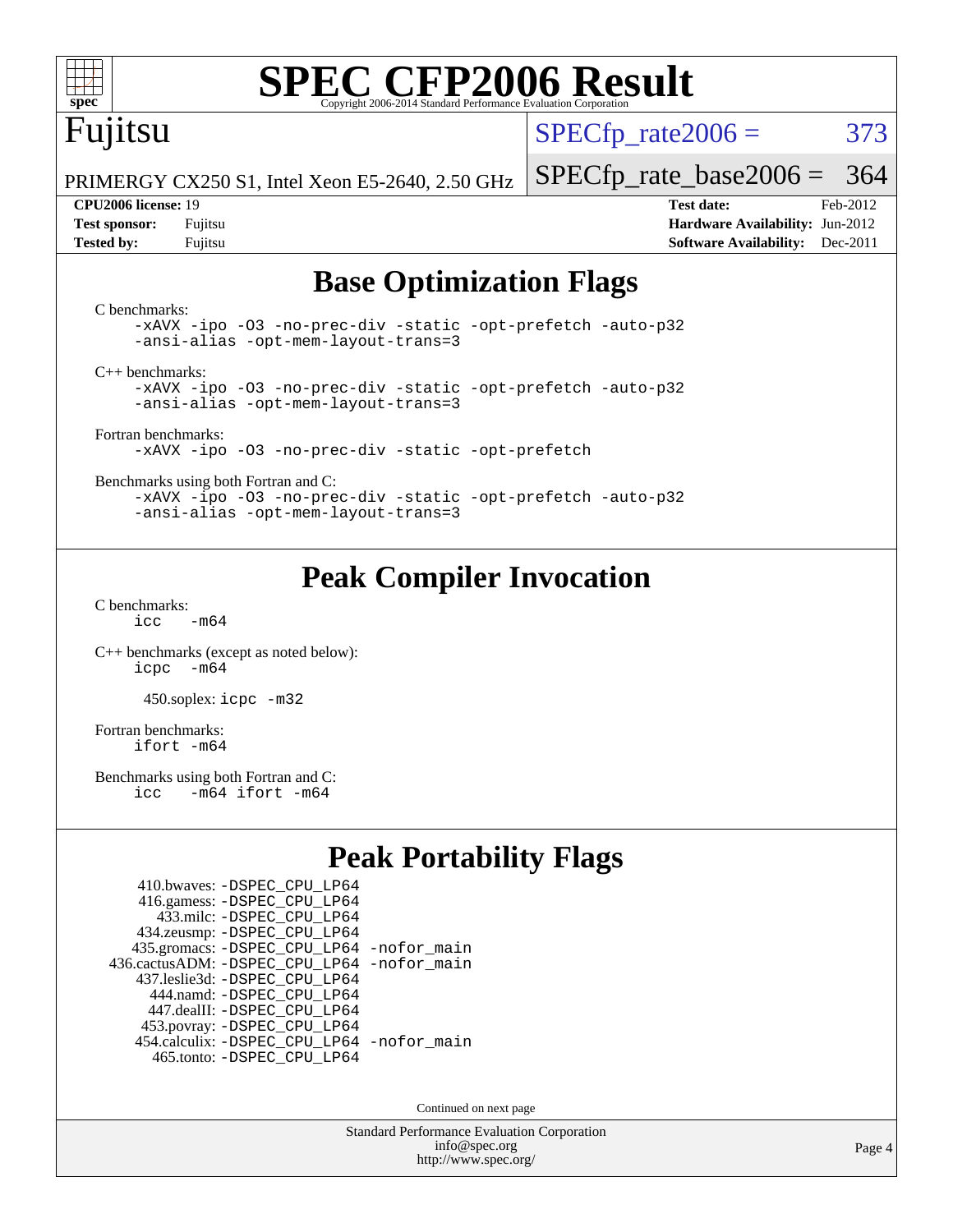# SPEC CFP2006 Result

Copyright 2006-2014 Standard Performance Evaluation Corporation

**Fujitsu**

PRIMERGY CX250 S1, Intel Xeon E5-2640, 2.50 GHz

SPECfp_rate2006 = 373

SPECfp_rate_base2006 = 364

| | | | |
|---|---|---|---|
| **CPU2006 license:** 19 | | **Test date:** | Feb-2012 |
| **Test sponsor:** | Fujitsu | **Hardware Availability:** | Jun-2012 |
| **Tested by:** | Fujitsu | **Software Availability:** | Dec-2011 |

## Base Optimization Flags

C benchmarks:

```
-xAVX -ipo -O3 -no-prec-div -static -opt-prefetch -auto-p32
-ansi-alias -opt-mem-layout-trans=3
```

C++ benchmarks:

```
-xAVX -ipo -O3 -no-prec-div -static -opt-prefetch -auto-p32
-ansi-alias -opt-mem-layout-trans=3
```

Fortran benchmarks:

```
-xAVX -ipo -O3 -no-prec-div -static -opt-prefetch
```

Benchmarks using both Fortran and C:

```
-xAVX -ipo -O3 -no-prec-div -static -opt-prefetch -auto-p32
-ansi-alias -opt-mem-layout-trans=3
```

## Peak Compiler Invocation

C benchmarks:

```
icc   -m64
```

C++ benchmarks (except as noted below):

```
icpc  -m64
```

450.soplex: `icpc -m32`

Fortran benchmarks:

```
ifort -m64
```

Benchmarks using both Fortran and C:

```
icc   -m64 ifort -m64
```

## Peak Portability Flags

410.bwaves: -DSPEC_CPU_LP64
416.gamess: -DSPEC_CPU_LP64
433.milc: -DSPEC_CPU_LP64
434.zeusmp: -DSPEC_CPU_LP64
435.gromacs: -DSPEC_CPU_LP64 -nofor_main
436.cactusADM: -DSPEC_CPU_LP64 -nofor_main
437.leslie3d: -DSPEC_CPU_LP64
444.namd: -DSPEC_CPU_LP64
447.dealII: -DSPEC_CPU_LP64
453.povray: -DSPEC_CPU_LP64
454.calculix: -DSPEC_CPU_LP64 -nofor_main
465.tonto: -DSPEC_CPU_LP64

Continued on next page

Standard Performance Evaluation Corporation
info@spec.org
http://www.spec.org/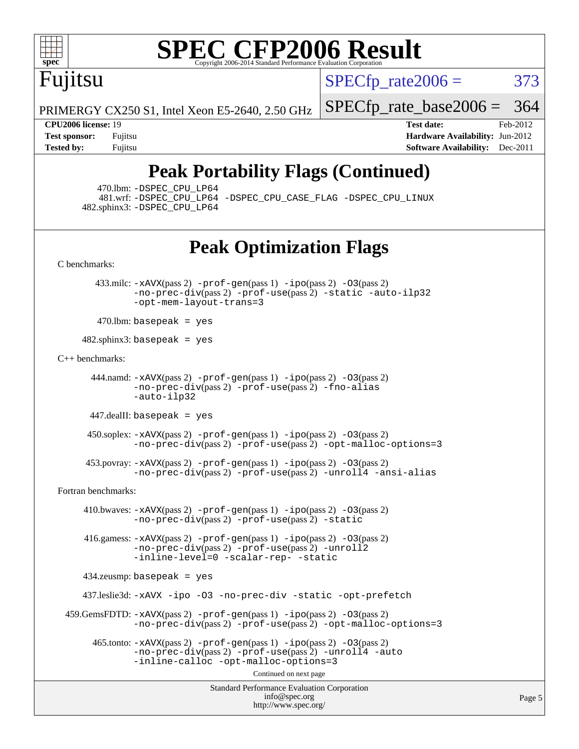# Peak Portability Flags (Continued)

470.lbm: -DSPEC_CPU_LP64
481.wrf: -DSPEC_CPU_LP64 -DSPEC_CPU_CASE_FLAG -DSPEC_CPU_LINUX
482.sphinx3: -DSPEC_CPU_LP64

# Peak Optimization Flags

C benchmarks:

433.milc: -xAVX(pass 2) -prof-gen(pass 1) -ipo(pass 2) -O3(pass 2) -no-prec-div(pass 2) -prof-use(pass 2) -static -auto-ilp32 -opt-mem-layout-trans=3

470.lbm: basepeak = yes

482.sphinx3: basepeak = yes

C++ benchmarks:

444.namd: -xAVX(pass 2) -prof-gen(pass 1) -ipo(pass 2) -O3(pass 2) -no-prec-div(pass 2) -prof-use(pass 2) -fno-alias -auto-ilp32

447.dealII: basepeak = yes

450.soplex: -xAVX(pass 2) -prof-gen(pass 1) -ipo(pass 2) -O3(pass 2) -no-prec-div(pass 2) -prof-use(pass 2) -opt-malloc-options=3

453.povray: -xAVX(pass 2) -prof-gen(pass 1) -ipo(pass 2) -O3(pass 2) -no-prec-div(pass 2) -prof-use(pass 2) -unroll4 -ansi-alias

Fortran benchmarks:

410.bwaves: -xAVX(pass 2) -prof-gen(pass 1) -ipo(pass 2) -O3(pass 2) -no-prec-div(pass 2) -prof-use(pass 2) -static

416.gamess: -xAVX(pass 2) -prof-gen(pass 1) -ipo(pass 2) -O3(pass 2) -no-prec-div(pass 2) -prof-use(pass 2) -unroll2 -inline-level=0 -scalar-rep- -static

434.zeusmp: basepeak = yes

437.leslie3d: -xAVX -ipo -O3 -no-prec-div -static -opt-prefetch

459.GemsFDTD: -xAVX(pass 2) -prof-gen(pass 1) -ipo(pass 2) -O3(pass 2) -no-prec-div(pass 2) -prof-use(pass 2) -opt-malloc-options=3

465.tonto: -xAVX(pass 2) -prof-gen(pass 1) -ipo(pass 2) -O3(pass 2) -no-prec-div(pass 2) -prof-use(pass 2) -unroll4 -auto -inline-calloc -opt-malloc-options=3

Continued on next page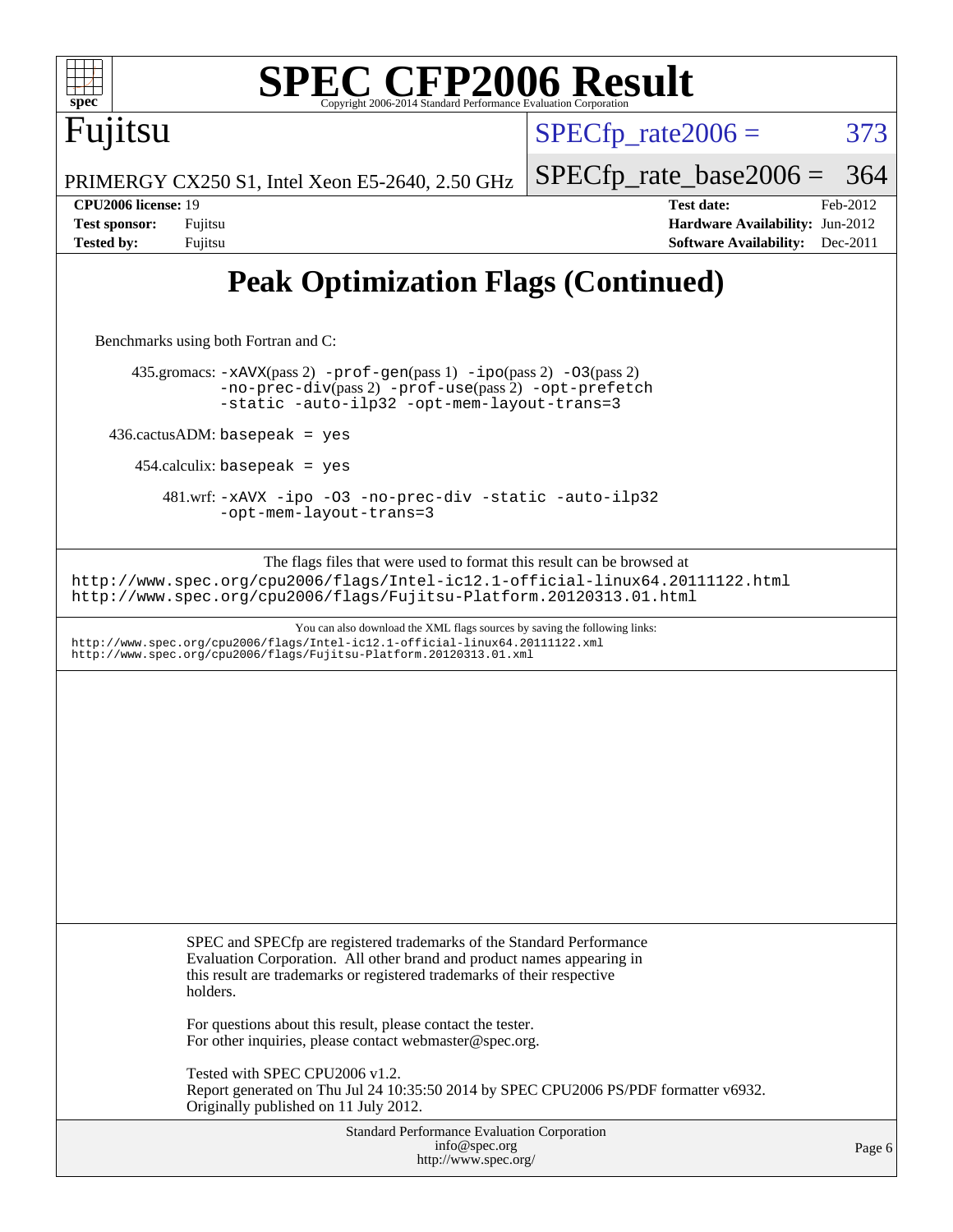# SPEC CFP2006 Result

Copyright 2006-2014 Standard Performance Evaluation Corporation

**Fujitsu**

PRIMERGY CX250 S1, Intel Xeon E5-2640, 2.50 GHz

SPECfp_rate2006 = 373

SPECfp_rate_base2006 = 364

**CPU2006 license:** 19
**Test sponsor:** Fujitsu
**Tested by:** Fujitsu

**Test date:** Feb-2012
**Hardware Availability:** Jun-2012
**Software Availability:** Dec-2011

## Peak Optimization Flags (Continued)

Benchmarks using both Fortran and C:

435.gromacs: `-xAVX`(pass 2) `-prof-gen`(pass 1) `-ipo`(pass 2) `-O3`(pass 2) `-no-prec-div`(pass 2) `-prof-use`(pass 2) `-opt-prefetch` `-static` `-auto-ilp32` `-opt-mem-layout-trans=3`

436.cactusADM: `basepeak = yes`

454.calculix: `basepeak = yes`

481.wrf: `-xAVX -ipo -O3 -no-prec-div -static -auto-ilp32 -opt-mem-layout-trans=3`

The flags files that were used to format this result can be browsed at
http://www.spec.org/cpu2006/flags/Intel-ic12.1-official-linux64.20111122.html
http://www.spec.org/cpu2006/flags/Fujitsu-Platform.20120313.01.html

You can also download the XML flags sources by saving the following links:
http://www.spec.org/cpu2006/flags/Intel-ic12.1-official-linux64.20111122.xml
http://www.spec.org/cpu2006/flags/Fujitsu-Platform.20120313.01.xml

SPEC and SPECfp are registered trademarks of the Standard Performance Evaluation Corporation. All other brand and product names appearing in this result are trademarks or registered trademarks of their respective holders.

For questions about this result, please contact the tester.
For other inquiries, please contact webmaster@spec.org.

Tested with SPEC CPU2006 v1.2.
Report generated on Thu Jul 24 10:35:50 2014 by SPEC CPU2006 PS/PDF formatter v6932.
Originally published on 11 July 2012.

Standard Performance Evaluation Corporation
info@spec.org
http://www.spec.org/